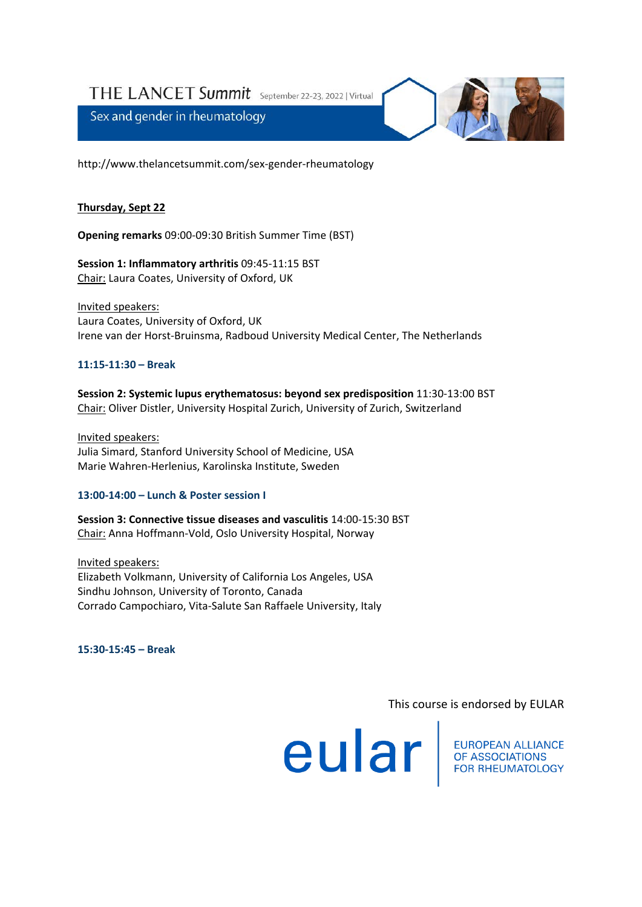# THE LANCET Summit

September 22-23, 2022 | Virtual

## Sex and gender in rheumatology

http://www.thelancetsummit.com/sex-gender-rheumatology

**Thursday, Sept 22**

**Opening remarks** 09:00-09:30 British Summer Time (BST)

**Session 1: Inflammatory arthritis** 09:45-11:15 BST
Chair: Laura Coates, University of Oxford, UK

Invited speakers:
Laura Coates, University of Oxford, UK
Irene van der Horst-Bruinsma, Radboud University Medical Center, The Netherlands

**11:15-11:30 – Break**

**Session 2: Systemic lupus erythematosus: beyond sex predisposition** 11:30-13:00 BST
Chair: Oliver Distler, University Hospital Zurich, University of Zurich, Switzerland

Invited speakers:
Julia Simard, Stanford University School of Medicine, USA
Marie Wahren-Herlenius, Karolinska Institute, Sweden

**13:00-14:00 – Lunch & Poster session I**

**Session 3: Connective tissue diseases and vasculitis** 14:00-15:30 BST
Chair: Anna Hoffmann-Vold, Oslo University Hospital, Norway

Invited speakers:
Elizabeth Volkmann, University of California Los Angeles, USA
Sindhu Johnson, University of Toronto, Canada
Corrado Campochiaro, Vita-Salute San Raffaele University, Italy

**15:30-15:45 – Break**

This course is endorsed by EULAR

eular | EUROPEAN ALLIANCE OF ASSOCIATIONS FOR RHEUMATOLOGY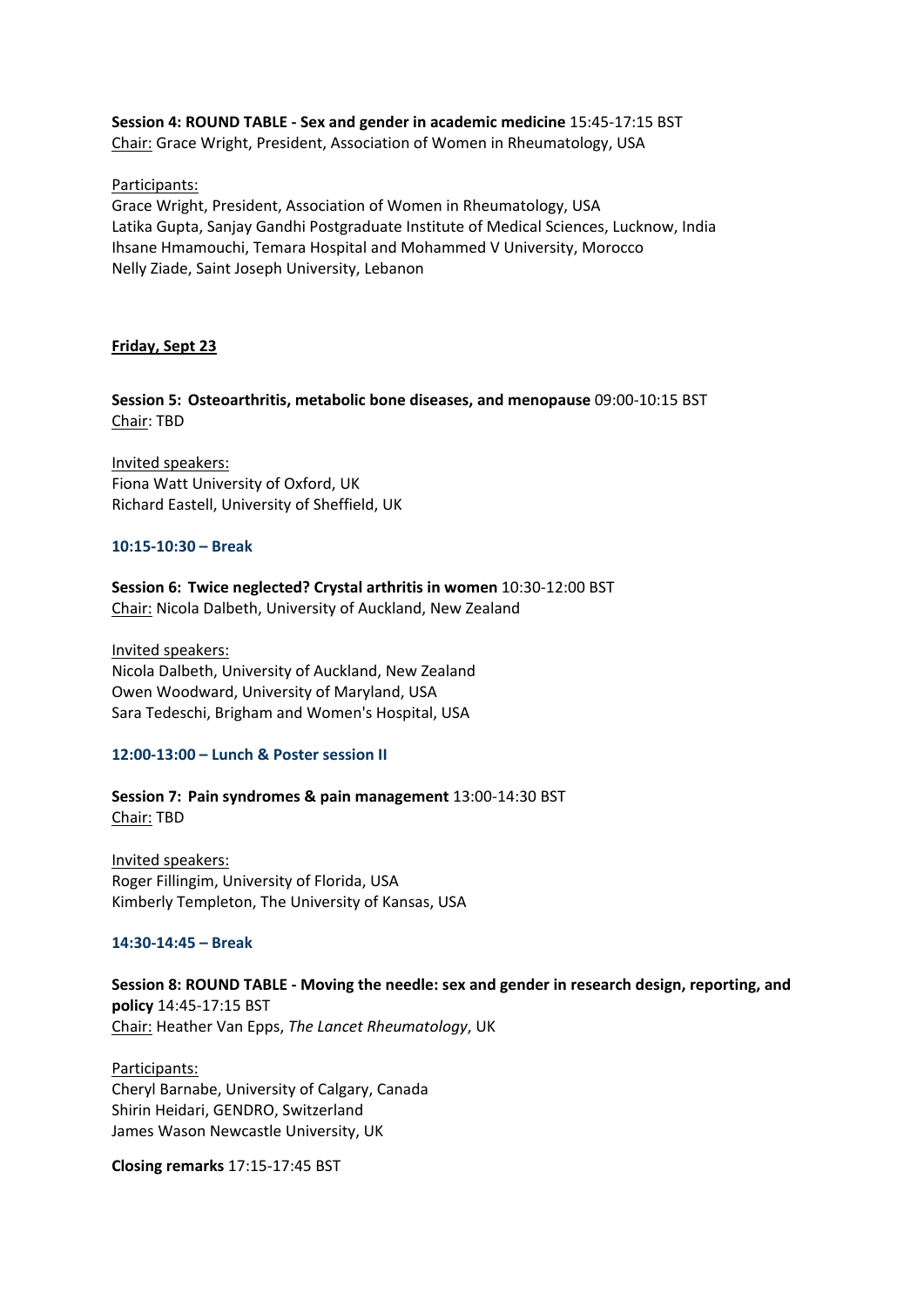**Session 4: ROUND TABLE - Sex and gender in academic medicine** 15:45-17:15 BST
Chair: Grace Wright, President, Association of Women in Rheumatology, USA

Participants:
Grace Wright, President, Association of Women in Rheumatology, USA
Latika Gupta, Sanjay Gandhi Postgraduate Institute of Medical Sciences, Lucknow, India
Ihsane Hmamouchi, Temara Hospital and Mohammed V University, Morocco
Nelly Ziade, Saint Joseph University, Lebanon

**Friday, Sept 23**

**Session 5: Osteoarthritis, metabolic bone diseases, and menopause** 09:00-10:15 BST
Chair: TBD

Invited speakers:
Fiona Watt University of Oxford, UK
Richard Eastell, University of Sheffield, UK

**10:15-10:30 – Break**

**Session 6: Twice neglected? Crystal arthritis in women** 10:30-12:00 BST
Chair: Nicola Dalbeth, University of Auckland, New Zealand

Invited speakers:
Nicola Dalbeth, University of Auckland, New Zealand
Owen Woodward, University of Maryland, USA
Sara Tedeschi, Brigham and Women's Hospital, USA

**12:00-13:00 – Lunch & Poster session II**

**Session 7: Pain syndromes & pain management** 13:00-14:30 BST
Chair: TBD

Invited speakers:
Roger Fillingim, University of Florida, USA
Kimberly Templeton, The University of Kansas, USA

**14:30-14:45 – Break**

**Session 8: ROUND TABLE - Moving the needle: sex and gender in research design, reporting, and policy** 14:45-17:15 BST
Chair: Heather Van Epps, *The Lancet Rheumatology*, UK

Participants:
Cheryl Barnabe, University of Calgary, Canada
Shirin Heidari, GENDRO, Switzerland
James Wason Newcastle University, UK

**Closing remarks** 17:15-17:45 BST